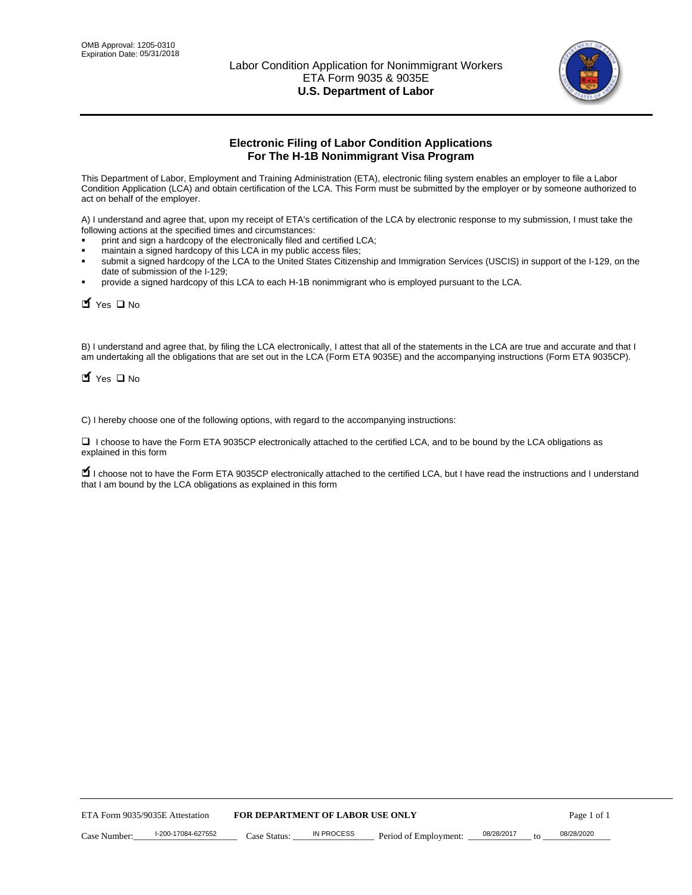OMB Approval: 1205-0310
Expiration Date: 05/31/2018

Labor Condition Application for Nonimmigrant Workers
ETA Form 9035 & 9035E
**U.S. Department of Labor**

## Electronic Filing of Labor Condition Applications For The H-1B Nonimmigrant Visa Program

This Department of Labor, Employment and Training Administration (ETA), electronic filing system enables an employer to file a Labor Condition Application (LCA) and obtain certification of the LCA. This Form must be submitted by the employer or by someone authorized to act on behalf of the employer.

A) I understand and agree that, upon my receipt of ETA's certification of the LCA by electronic response to my submission, I must take the following actions at the specified times and circumstances:

- print and sign a hardcopy of the electronically filed and certified LCA;
- maintain a signed hardcopy of this LCA in my public access files;
- submit a signed hardcopy of the LCA to the United States Citizenship and Immigration Services (USCIS) in support of the I-129, on the date of submission of the I-129;
- provide a signed hardcopy of this LCA to each H-1B nonimmigrant who is employed pursuant to the LCA.

☑ Yes ☐ No

B) I understand and agree that, by filing the LCA electronically, I attest that all of the statements in the LCA are true and accurate and that I am undertaking all the obligations that are set out in the LCA (Form ETA 9035E) and the accompanying instructions (Form ETA 9035CP).

☑ Yes ☐ No

C) I hereby choose one of the following options, with regard to the accompanying instructions:

☐ I choose to have the Form ETA 9035CP electronically attached to the certified LCA, and to be bound by the LCA obligations as explained in this form

☑ I choose not to have the Form ETA 9035CP electronically attached to the certified LCA, but I have read the instructions and I understand that I am bound by the LCA obligations as explained in this form

ETA Form 9035/9035E Attestation **FOR DEPARTMENT OF LABOR USE ONLY**

Case Number: I-200-17084-627552 Case Status: IN PROCESS Period of Employment: 08/28/2017 to 08/28/2020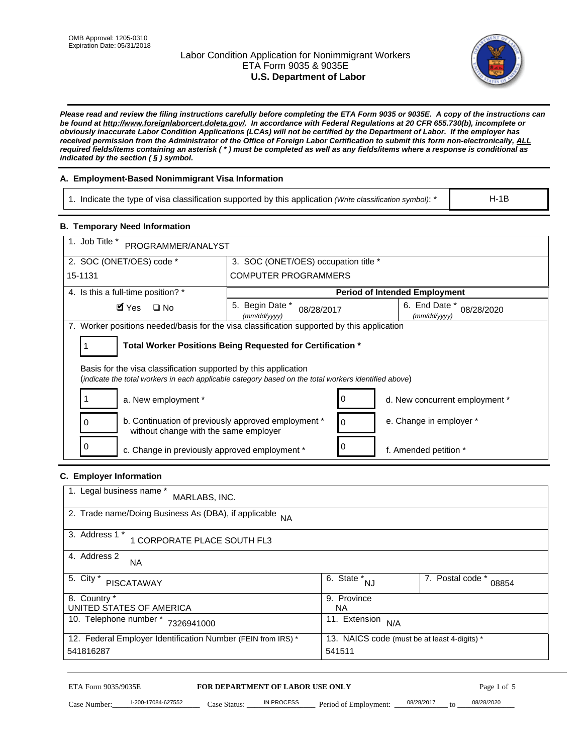OMB Approval: 1205-0310
Expiration Date: 05/31/2018

# Labor Condition Application for Nonimmigrant Workers
## ETA Form 9035 & 9035E
## U.S. Department of Labor

***Please read and review the filing instructions carefully before completing the ETA Form 9035 or 9035E. A copy of the instructions can be found at http://www.foreignlaborcert.doleta.gov/. In accordance with Federal Regulations at 20 CFR 655.730(b), incomplete or obviously inaccurate Labor Condition Applications (LCAs) will not be certified by the Department of Labor. If the employer has received permission from the Administrator of the Office of Foreign Labor Certification to submit this form non-electronically, ALL required fields/items containing an asterisk ( * ) must be completed as well as any fields/items where a response is conditional as indicated by the section ( § ) symbol.***

### A. Employment-Based Nonimmigrant Visa Information

| 1. Indicate the type of visa classification supported by this application *(Write classification symbol)*: * | H-1B |
|---|---|

### B. Temporary Need Information

| 1. Job Title * PROGRAMMER/ANALYST | | |
|---|---|---|
| 2. SOC (ONET/OES) code * 15-1131 | 3. SOC (ONET/OES) occupation title * COMPUTER PROGRAMMERS | |
| 4. Is this a full-time position? * ☑ Yes ☐ No | **Period of Intended Employment** | |
| | 5. Begin Date * *(mm/dd/yyyy)* 08/28/2017 | 6. End Date * *(mm/dd/yyyy)* 08/28/2020 |

7. Worker positions needed/basis for the visa classification supported by this application

| 1 | **Total Worker Positions Being Requested for Certification *** |
|---|---|

Basis for the visa classification supported by this application
(*indicate the total workers in each applicable category based on the total workers identified above*)

| | | | |
|---|---|---|---|
| 1 | a. New employment * | 0 | d. New concurrent employment * |
| 0 | b. Continuation of previously approved employment * without change with the same employer | 0 | e. Change in employer * |
| 0 | c. Change in previously approved employment * | 0 | f. Amended petition * |

### C. Employer Information

| | | |
|---|---|---|
| 1. Legal business name * MARLABS, INC. | | |
| 2. Trade name/Doing Business As (DBA), if applicable NA | | |
| 3. Address 1 * 1 CORPORATE PLACE SOUTH FL3 | | |
| 4. Address 2 NA | | |
| 5. City * PISCATAWAY | 6. State * NJ | 7. Postal code * 08854 |
| 8. Country * UNITED STATES OF AMERICA | 9. Province NA | |
| 10. Telephone number * 7326941000 | 11. Extension N/A | |
| 12. Federal Employer Identification Number (FEIN from IRS) * 541816287 | 13. NAICS code (must be at least 4-digits) * 541511 | |

ETA Form 9035/9035E | **FOR DEPARTMENT OF LABOR USE ONLY**

Case Number: I-200-17084-627552 Case Status: IN PROCESS Period of Employment: 08/28/2017 to 08/28/2020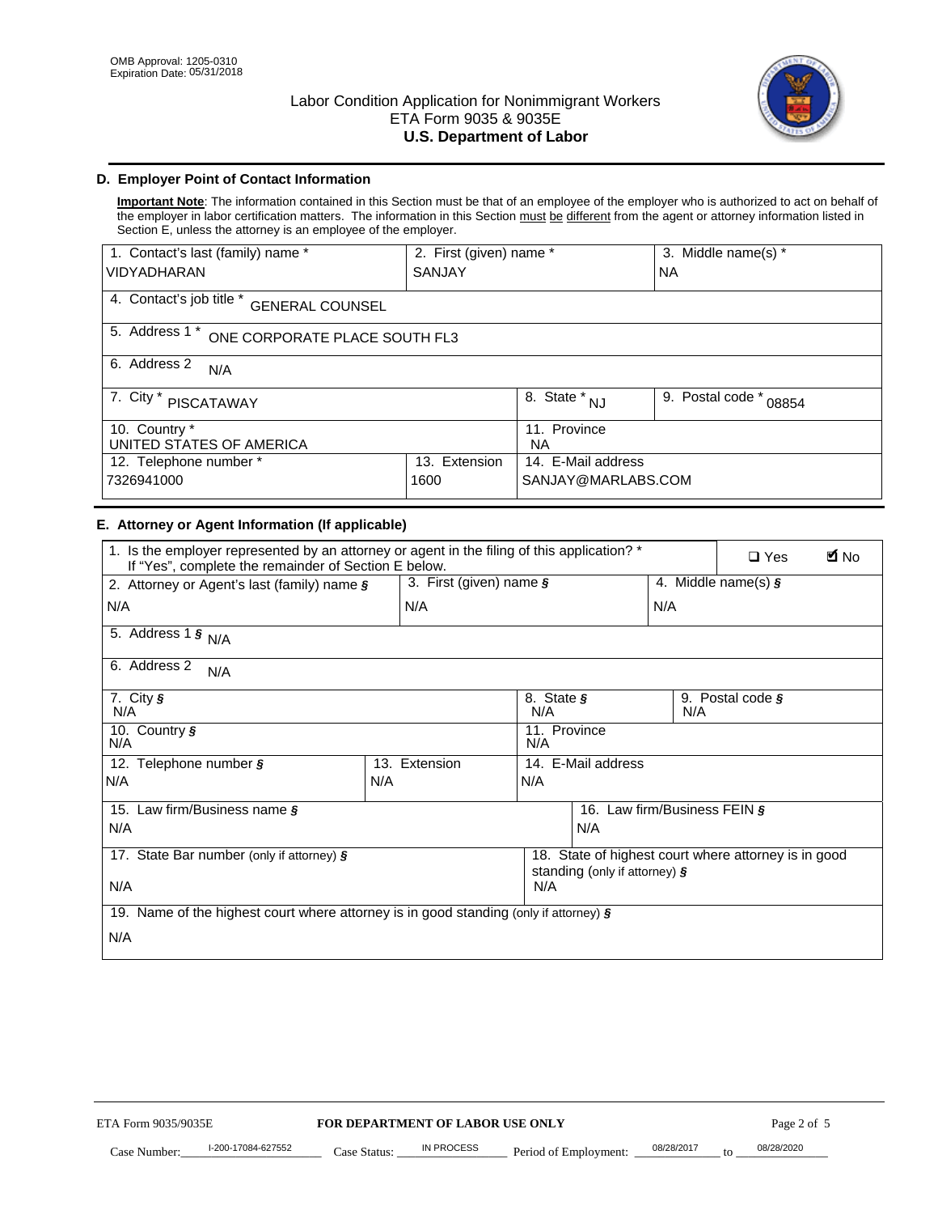OMB Approval: 1205-0310
Expiration Date: 05/31/2018

# Labor Condition Application for Nonimmigrant Workers
ETA Form 9035 & 9035E
**U.S. Department of Labor**

## D. Employer Point of Contact Information

**Important Note**: The information contained in this Section must be that of an employee of the employer who is authorized to act on behalf of the employer in labor certification matters. The information in this Section must be different from the attorney or agent information listed in Section E, unless the attorney is an employee of the employer.

| 1. Contact's last (family) name * | 2. First (given) name * | 3. Middle name(s) * |
|---|---|---|
| VIDYADHARAN | SANJAY | NA |

| 4. Contact's job title * GENERAL COUNSEL |
|---|
| 5. Address 1 * ONE CORPORATE PLACE SOUTH FL3 |
| 6. Address 2 N/A |

| 7. City * PISCATAWAY | 8. State * NJ | 9. Postal code * 08854 |
|---|---|---|
| 10. Country * UNITED STATES OF AMERICA | 11. Province NA | |

| 12. Telephone number * | 13. Extension | 14. E-Mail address |
|---|---|---|
| 7326941000 | 1600 | SANJAY@MARLABS.COM |

## E. Attorney or Agent Information (If applicable)

1. Is the employer represented by an attorney or agent in the filing of this application? * If "Yes", complete the remainder of Section E below. ❑ Yes ☑ No

| 2. Attorney or Agent's last (family) name § | 3. First (given) name § | 4. Middle name(s) § |
|---|---|---|
| N/A | N/A | N/A |

| 5. Address 1 § N/A |
|---|
| 6. Address 2 N/A |

| 7. City § | 8. State § | 9. Postal code § |
|---|---|---|
| N/A | N/A | N/A |
| 10. Country § N/A | 11. Province N/A | |

| 12. Telephone number § | 13. Extension | 14. E-Mail address |
|---|---|---|
| N/A | N/A | N/A |

| 15. Law firm/Business name § | 16. Law firm/Business FEIN § |
|---|---|
| N/A | N/A |

| 17. State Bar number (only if attorney) § | 18. State of highest court where attorney is in good standing (only if attorney) § |
|---|---|
| N/A | N/A |

| 19. Name of the highest court where attorney is in good standing (only if attorney) § |
|---|
| N/A |

ETA Form 9035/9035E **FOR DEPARTMENT OF LABOR USE ONLY**

Case Number: I-200-17084-627552 Case Status: IN PROCESS Period of Employment: 08/28/2017 to 08/28/2020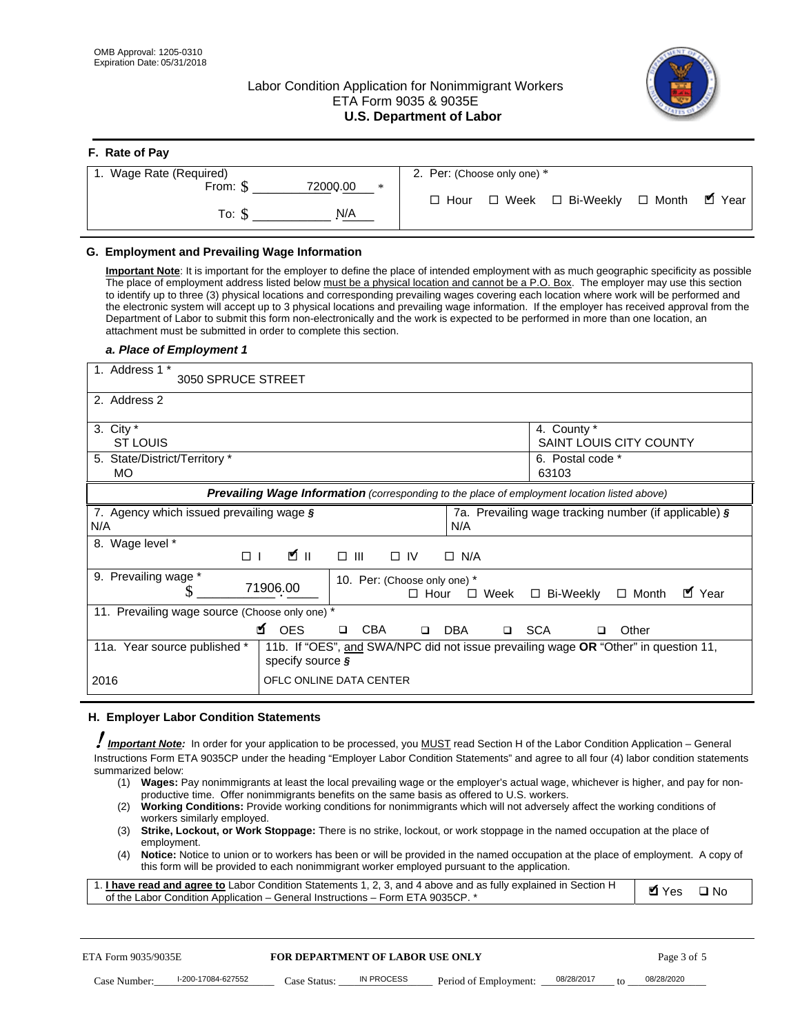OMB Approval: 1205-0310
Expiration Date: 05/31/2018

# Labor Condition Application for Nonimmigrant Workers
ETA Form 9035 & 9035E
**U.S. Department of Labor**

## F. Rate of Pay

| 1. Wage Rate (Required) | 2. Per: (Choose only one) * |
|---|---|
| From: $ 72000.00 * | ☐ Hour ☐ Week ☐ Bi-Weekly ☐ Month ☑ Year |
| To: $ N/A | |

## G. Employment and Prevailing Wage Information

**Important Note**: It is important for the employer to define the place of intended employment with as much geographic specificity as possible The place of employment address listed below must be a physical location and cannot be a P.O. Box. The employer may use this section to identify up to three (3) physical locations and corresponding prevailing wages covering each location where work will be performed and the electronic system will accept up to 3 physical locations and prevailing wage information. If the employer has received approval from the Department of Labor to submit this form non-electronically and the work is expected to be performed in more than one location, an attachment must be submitted in order to complete this section.

### *a. Place of Employment 1*

| | |
|---|---|
| 1. Address 1 * 3050 SPRUCE STREET | |
| 2. Address 2 | |
| 3. City * ST LOUIS | 4. County * SAINT LOUIS CITY COUNTY |
| 5. State/District/Territory * MO | 6. Postal code * 63103 |

***Prevailing Wage Information*** *(corresponding to the place of employment location listed above)*

| | |
|---|---|
| 7. Agency which issued prevailing wage § N/A | 7a. Prevailing wage tracking number (if applicable) § N/A |
| 8. Wage level * ☐ I ☑ II ☐ III ☐ IV ☐ N/A | |
| 9. Prevailing wage * $ 71906.00 | 10. Per: (Choose only one) * ☐ Hour ☐ Week ☐ Bi-Weekly ☐ Month ☑ Year |
| 11. Prevailing wage source (Choose only one) * ☑ OES ☐ CBA ☐ DBA ☐ SCA ☐ Other | |
| 11a. Year source published * 2016 | 11b. If "OES", and SWA/NPC did not issue prevailing wage OR "Other" in question 11, specify source § OFLC ONLINE DATA CENTER |

## H. Employer Labor Condition Statements

***Important Note:*** In order for your application to be processed, you MUST read Section H of the Labor Condition Application – General Instructions Form ETA 9035CP under the heading "Employer Labor Condition Statements" and agree to all four (4) labor condition statements summarized below:

1. **Wages:** Pay nonimmigrants at least the local prevailing wage or the employer's actual wage, whichever is higher, and pay for non-productive time. Offer nonimmigrants benefits on the same basis as offered to U.S. workers.
2. **Working Conditions:** Provide working conditions for nonimmigrants which will not adversely affect the working conditions of workers similarly employed.
3. **Strike, Lockout, or Work Stoppage:** There is no strike, lockout, or work stoppage in the named occupation at the place of employment.
4. **Notice:** Notice to union or to workers has been or will be provided in the named occupation at the place of employment. A copy of this form will be provided to each nonimmigrant worker employed pursuant to the application.

| | |
|---|---|
| 1. **I have read and agree to** Labor Condition Statements 1, 2, 3, and 4 above and as fully explained in Section H of the Labor Condition Application – General Instructions – Form ETA 9035CP. * | ☑ Yes ☐ No |

ETA Form 9035/9035E **FOR DEPARTMENT OF LABOR USE ONLY**

Case Number: I-200-17084-627552 Case Status: IN PROCESS Period of Employment: 08/28/2017 to 08/28/2020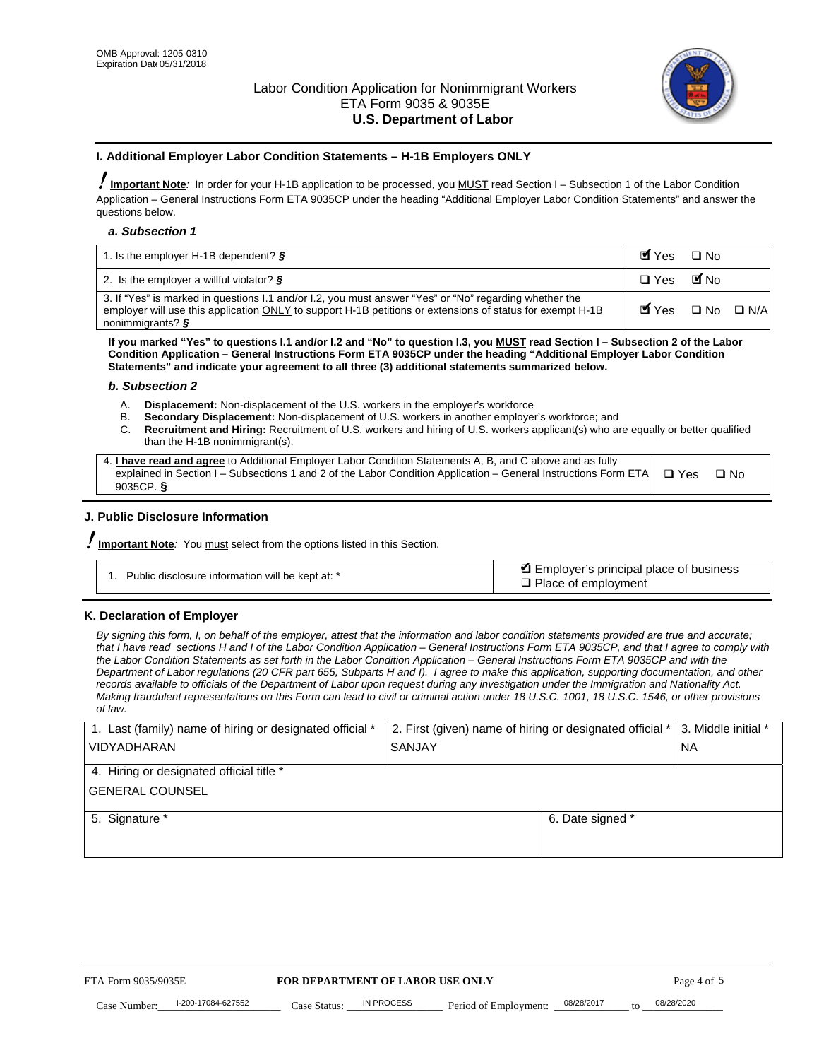OMB Approval: 1205-0310
Expiration Date 05/31/2018

# Labor Condition Application for Nonimmigrant Workers
ETA Form 9035 & 9035E
**U.S. Department of Labor**

## I. Additional Employer Labor Condition Statements – H-1B Employers ONLY

**Important Note**: In order for your H-1B application to be processed, you MUST read Section I – Subsection 1 of the Labor Condition Application – General Instructions Form ETA 9035CP under the heading "Additional Employer Labor Condition Statements" and answer the questions below.

### *a. Subsection 1*

| | |
|---|---|
| 1. Is the employer H-1B dependent? § | ☑ Yes ☐ No |
| 2. Is the employer a willful violator? § | ☐ Yes ☑ No |
| 3. If "Yes" is marked in questions I.1 and/or I.2, you must answer "Yes" or "No" regarding whether the employer will use this application ONLY to support H-1B petitions or extensions of status for exempt H-1B nonimmigrants? § | ☑ Yes ☐ No ☐ N/A |

**If you marked "Yes" to questions I.1 and/or I.2 and "No" to question I.3, you MUST read Section I – Subsection 2 of the Labor Condition Application – General Instructions Form ETA 9035CP under the heading "Additional Employer Labor Condition Statements" and indicate your agreement to all three (3) additional statements summarized below.**

### *b. Subsection 2*

A. **Displacement:** Non-displacement of the U.S. workers in the employer's workforce
B. **Secondary Displacement:** Non-displacement of U.S. workers in another employer's workforce; and
C. **Recruitment and Hiring:** Recruitment of U.S. workers and hiring of U.S. workers applicant(s) who are equally or better qualified than the H-1B nonimmigrant(s).

| | |
|---|---|
| 4. **I have read and agree** to Additional Employer Labor Condition Statements A, B, and C above and as fully explained in Section I – Subsections 1 and 2 of the Labor Condition Application – General Instructions Form ETA 9035CP. § | ☐ Yes ☐ No |

## J. Public Disclosure Information

**Important Note**: You must select from the options listed in this Section.

| | |
|---|---|
| 1. Public disclosure information will be kept at: * | ☑ Employer's principal place of business<br>☐ Place of employment |

## K. Declaration of Employer

*By signing this form, I, on behalf of the employer, attest that the information and labor condition statements provided are true and accurate; that I have read sections H and I of the Labor Condition Application – General Instructions Form ETA 9035CP, and that I agree to comply with the Labor Condition Statements as set forth in the Labor Condition Application – General Instructions Form ETA 9035CP and with the Department of Labor regulations (20 CFR part 655, Subparts H and I). I agree to make this application, supporting documentation, and other records available to officials of the Department of Labor upon request during any investigation under the Immigration and Nationality Act. Making fraudulent representations on this Form can lead to civil or criminal action under 18 U.S.C. 1001, 18 U.S.C. 1546, or other provisions of law.*

| 1. Last (family) name of hiring or designated official * | 2. First (given) name of hiring or designated official * | 3. Middle initial * |
|---|---|---|
| VIDYADHARAN | SANJAY | NA |
| 4. Hiring or designated official title * | | |
| GENERAL COUNSEL | | |
| 5. Signature * | 6. Date signed * | |
| | | |

ETA Form 9035/9035E — **FOR DEPARTMENT OF LABOR USE ONLY**

Case Number: I-200-17084-627552 Case Status: IN PROCESS Period of Employment: 08/28/2017 to 08/28/2020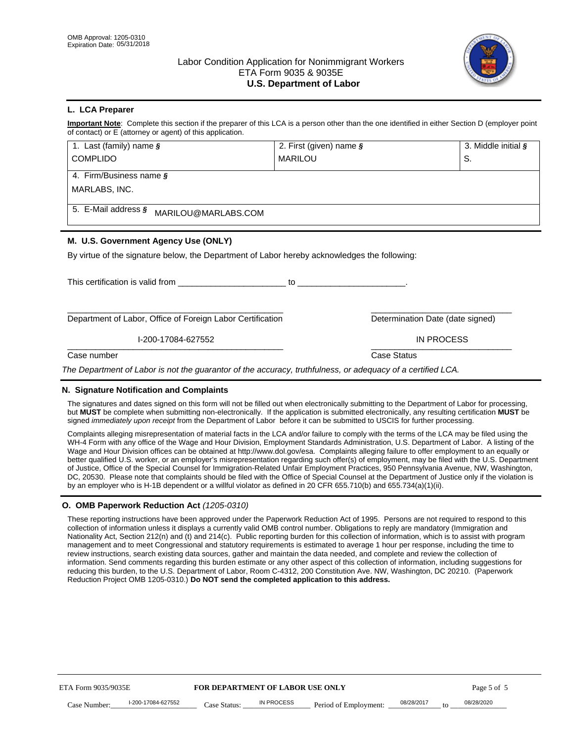OMB Approval: 1205-0310
Expiration Date: 05/31/2018

Labor Condition Application for Nonimmigrant Workers
ETA Form 9035 & 9035E
**U.S. Department of Labor**

## L. LCA Preparer

**Important Note**: Complete this section if the preparer of this LCA is a person other than the one identified in either Section D (employer point of contact) or E (attorney or agent) of this application.

| 1. Last (family) name § | 2. First (given) name § | 3. Middle initial § |
|---|---|---|
| COMPLIDO | MARILOU | S. |

4. Firm/Business name §
MARLABS, INC.

5. E-Mail address § MARILOU@MARLABS.COM

## M. U.S. Government Agency Use (ONLY)

By virtue of the signature below, the Department of Labor hereby acknowledges the following:

This certification is valid from ______________________ to ______________________.

Department of Labor, Office of Foreign Labor Certification

Determination Date (date signed)

I-200-17084-627552
Case number

IN PROCESS
Case Status

*The Department of Labor is not the guarantor of the accuracy, truthfulness, or adequacy of a certified LCA.*

## N. Signature Notification and Complaints

The signatures and dates signed on this form will not be filled out when electronically submitting to the Department of Labor for processing, but **MUST** be complete when submitting non-electronically. If the application is submitted electronically, any resulting certification **MUST** be signed *immediately upon receipt* from the Department of Labor before it can be submitted to USCIS for further processing.

Complaints alleging misrepresentation of material facts in the LCA and/or failure to comply with the terms of the LCA may be filed using the WH-4 Form with any office of the Wage and Hour Division, Employment Standards Administration, U.S. Department of Labor. A listing of the Wage and Hour Division offices can be obtained at http://www.dol.gov/esa. Complaints alleging failure to offer employment to an equally or better qualified U.S. worker, or an employer's misrepresentation regarding such offer(s) of employment, may be filed with the U.S. Department of Justice, Office of the Special Counsel for Immigration-Related Unfair Employment Practices, 950 Pennsylvania Avenue, NW, Washington, DC, 20530. Please note that complaints should be filed with the Office of Special Counsel at the Department of Justice only if the violation is by an employer who is H-1B dependent or a willful violator as defined in 20 CFR 655.710(b) and 655.734(a)(1)(ii).

## O. OMB Paperwork Reduction Act *(1205-0310)*

These reporting instructions have been approved under the Paperwork Reduction Act of 1995. Persons are not required to respond to this collection of information unless it displays a currently valid OMB control number. Obligations to reply are mandatory (Immigration and Nationality Act, Section 212(n) and (t) and 214(c). Public reporting burden for this collection of information, which is to assist with program management and to meet Congressional and statutory requirements is estimated to average 1 hour per response, including the time to review instructions, search existing data sources, gather and maintain the data needed, and complete and review the collection of information. Send comments regarding this burden estimate or any other aspect of this collection of information, including suggestions for reducing this burden, to the U.S. Department of Labor, Room C-4312, 200 Constitution Ave. NW, Washington, DC 20210. (Paperwork Reduction Project OMB 1205-0310.) **Do NOT send the completed application to this address.**

ETA Form 9035/9035E **FOR DEPARTMENT OF LABOR USE ONLY**

Case Number: I-200-17084-627552 Case Status: IN PROCESS Period of Employment: 08/28/2017 to 08/28/2020